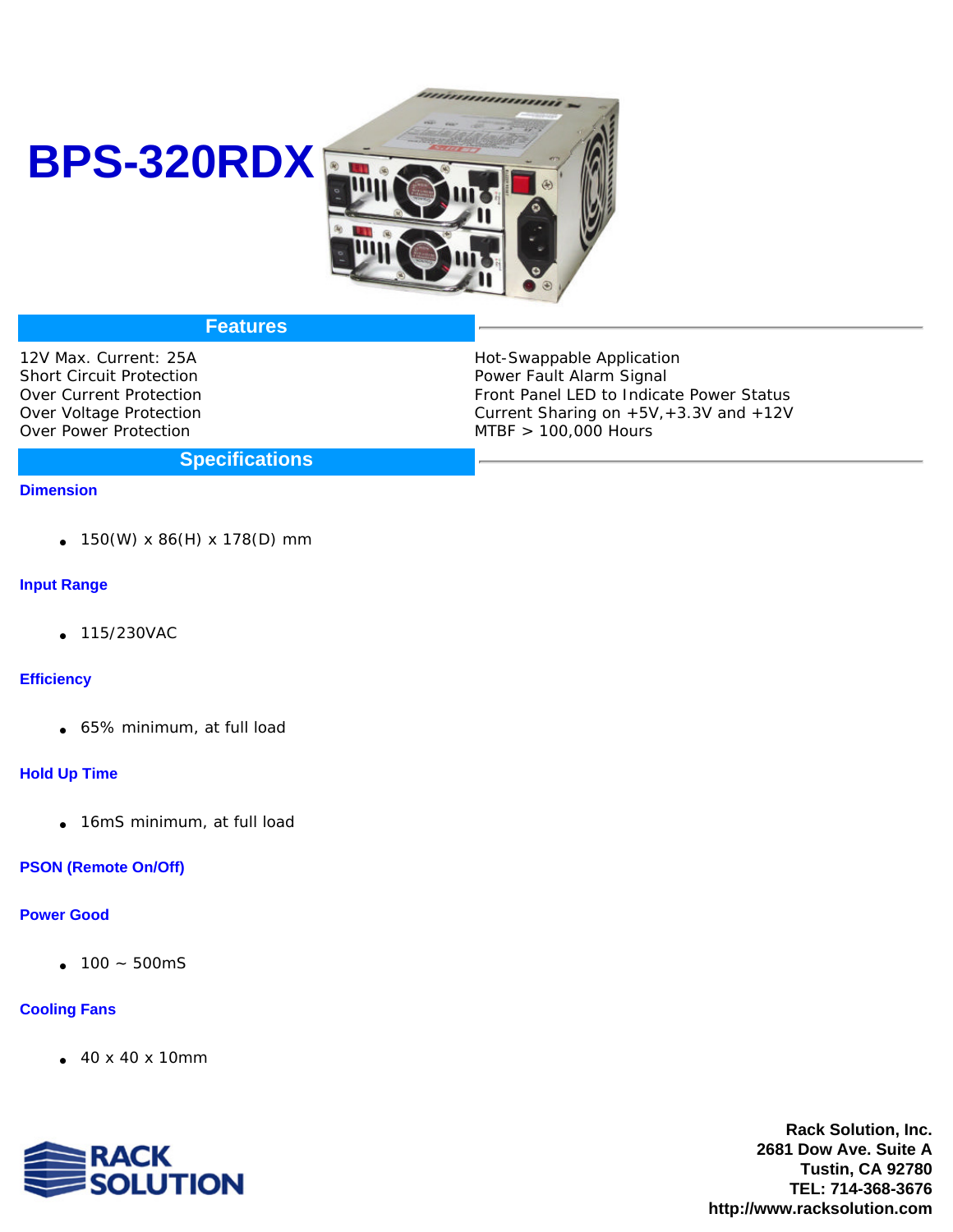# BPS-320RDX

## Features

12V Max. Current: 25A
Short Circuit Protection
Over Current Protection
Over Voltage Protection
Over Power Protection

Hot-Swappable Application
Power Fault Alarm Signal
Front Panel LED to Indicate Power Status
Current Sharing on +5V,+3.3V and +12V
MTBF > 100,000 Hours

## Specifications

### Dimension

- 150(W) x 86(H) x 178(D) mm

### Input Range

- 115/230VAC

### Efficiency

- 65% minimum, at full load

### Hold Up Time

- 16mS minimum, at full load

### PSON (Remote On/Off)

### Power Good

- 100 ~ 500mS

### Cooling Fans

- 40 x 40 x 10mm

**Rack Solution, Inc.**
**2681 Dow Ave. Suite A**
**Tustin, CA 92780**
**TEL: 714-368-3676**
**http://www.racksolution.com**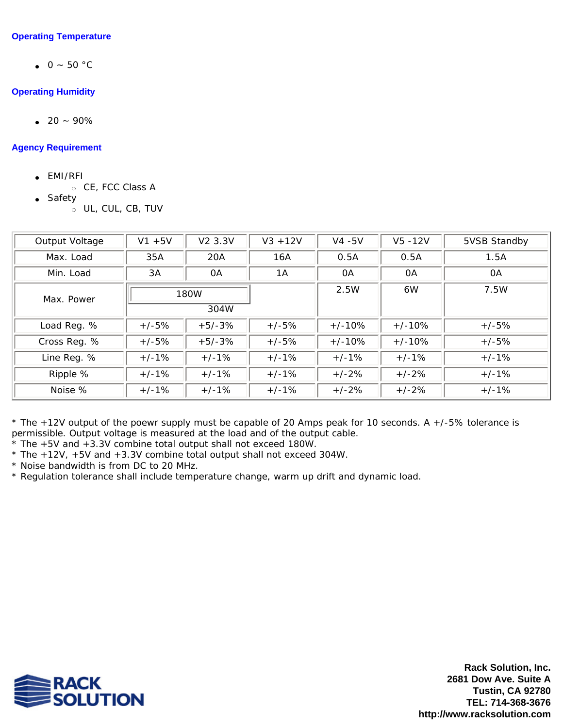### Operating Temperature

- 0 ~ 50 °C

### Operating Humidity

- 20 ~ 90%

### Agency Requirement

- EMI/RFI
  - CE, FCC Class A
- Safety
  - UL, CUL, CB, TUV

| Output Voltage | V1 +5V | V2 3.3V | V3 +12V | V4 -5V | V5 -12V | 5VSB Standby |
|---|---|---|---|---|---|---|
| Max. Load | 35A | 20A | 16A | 0.5A | 0.5A | 1.5A |
| Min. Load | 3A | 0A | 1A | 0A | 0A | 0A |
| Max. Power | 180W (V1+V2); 304W (V1+V2+V3) | | | 2.5W | 6W | 7.5W |
| Load Reg. % | +/-5% | +5/-3% | +/-5% | +/-10% | +/-10% | +/-5% |
| Cross Reg. % | +/-5% | +5/-3% | +/-5% | +/-10% | +/-10% | +/-5% |
| Line Reg. % | +/-1% | +/-1% | +/-1% | +/-1% | +/-1% | +/-1% |
| Ripple % | +/-1% | +/-1% | +/-1% | +/-2% | +/-2% | +/-1% |
| Noise % | +/-1% | +/-1% | +/-1% | +/-2% | +/-2% | +/-1% |

* The +12V output of the poewr supply must be capable of 20 Amps peak for 10 seconds. A +/-5% tolerance is permissible. Output voltage is measured at the load and of the output cable.
* The +5V and +3.3V combine total output shall not exceed 180W.
* The +12V, +5V and +3.3V combine total output shall not exceed 304W.
* Noise bandwidth is from DC to 20 MHz.
* Regulation tolerance shall include temperature change, warm up drift and dynamic load.

RACK SOLUTION

**Rack Solution, Inc.**
**2681 Dow Ave. Suite A**
**Tustin, CA 92780**
**TEL: 714-368-3676**
**http://www.racksolution.com**